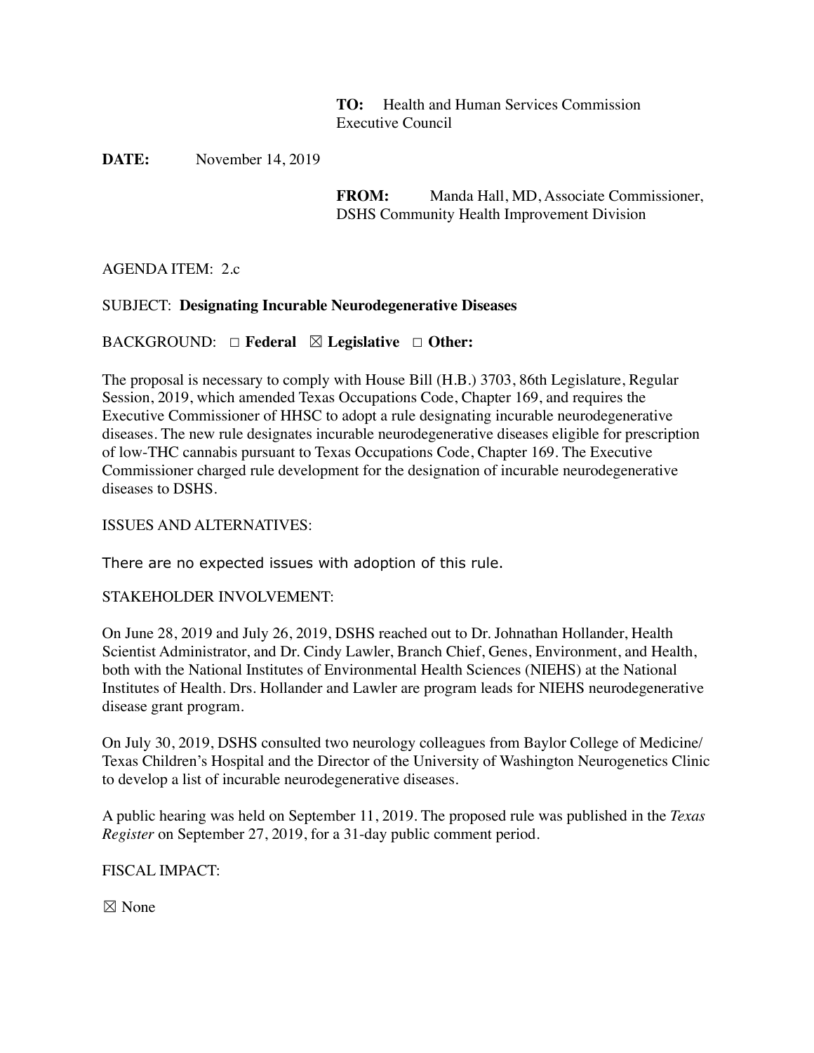**TO:** Health and Human Services Commission Executive Council

**DATE:** November 14, 2019

**FROM:** Manda Hall, MD, Associate Commissioner, DSHS Community Health Improvement Division

AGENDA ITEM: 2.c

SUBJECT: **Designating Incurable Neurodegenerative Diseases**

BACKGROUND: ☐ **Federal** ☒ **Legislative** ☐ **Other:**

The proposal is necessary to comply with House Bill (H.B.) 3703, 86th Legislature, Regular Session, 2019, which amended Texas Occupations Code, Chapter 169, and requires the Executive Commissioner of HHSC to adopt a rule designating incurable neurodegenerative diseases. The new rule designates incurable neurodegenerative diseases eligible for prescription of low-THC cannabis pursuant to Texas Occupations Code, Chapter 169. The Executive Commissioner charged rule development for the designation of incurable neurodegenerative diseases to DSHS.

ISSUES AND ALTERNATIVES:

There are no expected issues with adoption of this rule.

STAKEHOLDER INVOLVEMENT:

On June 28, 2019 and July 26, 2019, DSHS reached out to Dr. Johnathan Hollander, Health Scientist Administrator, and Dr. Cindy Lawler, Branch Chief, Genes, Environment, and Health, both with the National Institutes of Environmental Health Sciences (NIEHS) at the National Institutes of Health. Drs. Hollander and Lawler are program leads for NIEHS neurodegenerative disease grant program.

On July 30, 2019, DSHS consulted two neurology colleagues from Baylor College of Medicine/ Texas Children's Hospital and the Director of the University of Washington Neurogenetics Clinic to develop a list of incurable neurodegenerative diseases.

A public hearing was held on September 11, 2019. The proposed rule was published in the *Texas Register* on September 27, 2019, for a 31-day public comment period.

FISCAL IMPACT:

☒ None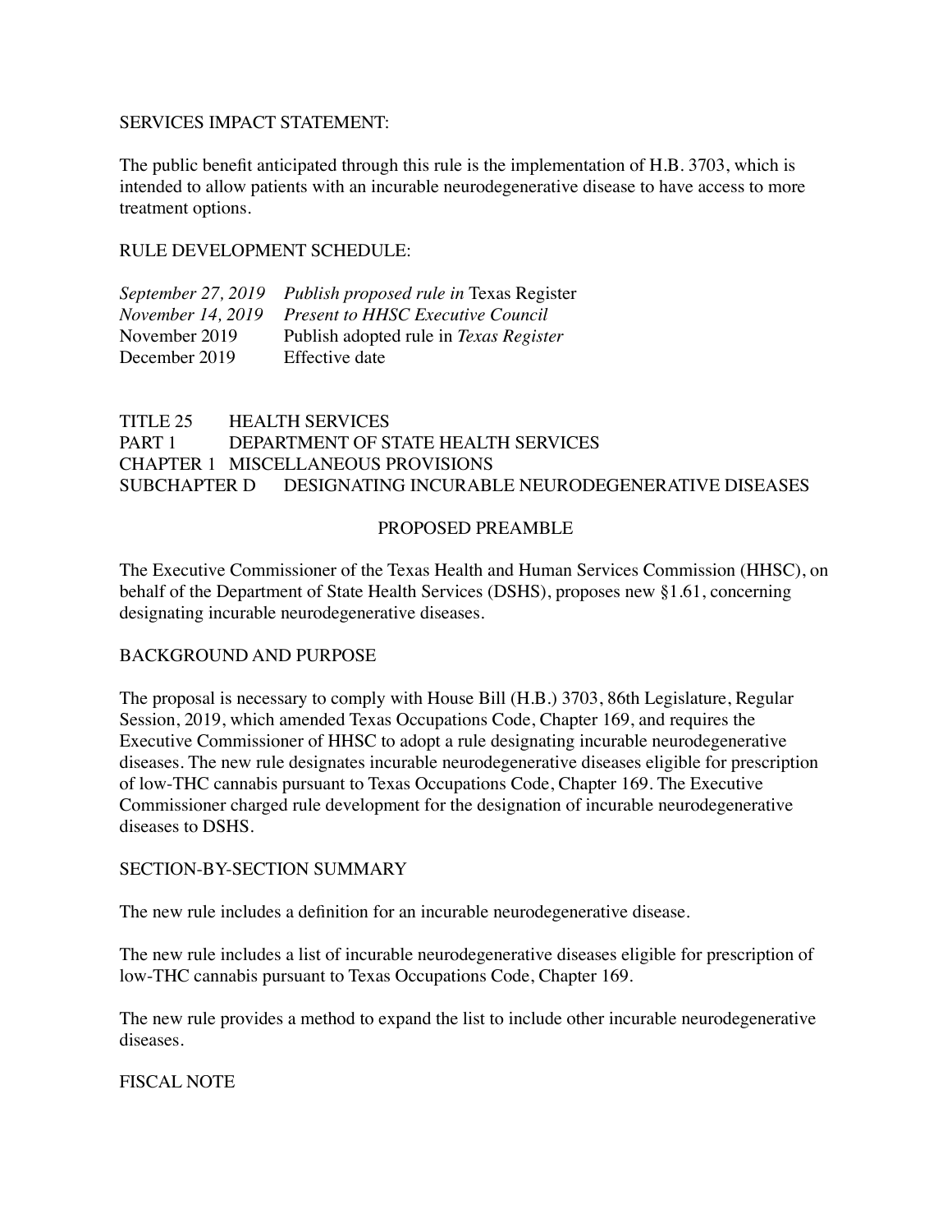SERVICES IMPACT STATEMENT:

The public benefit anticipated through this rule is the implementation of H.B. 3703, which is intended to allow patients with an incurable neurodegenerative disease to have access to more treatment options.

RULE DEVELOPMENT SCHEDULE:

| | |
|---|---|
| *September 27, 2019* | *Publish proposed rule in* Texas Register |
| *November 14, 2019* | *Present to HHSC Executive Council* |
| November 2019 | Publish adopted rule in *Texas Register* |
| December 2019 | Effective date |

TITLE 25 HEALTH SERVICES
PART 1 DEPARTMENT OF STATE HEALTH SERVICES
CHAPTER 1 MISCELLANEOUS PROVISIONS
SUBCHAPTER D DESIGNATING INCURABLE NEURODEGENERATIVE DISEASES

PROPOSED PREAMBLE

The Executive Commissioner of the Texas Health and Human Services Commission (HHSC), on behalf of the Department of State Health Services (DSHS), proposes new §1.61, concerning designating incurable neurodegenerative diseases.

BACKGROUND AND PURPOSE

The proposal is necessary to comply with House Bill (H.B.) 3703, 86th Legislature, Regular Session, 2019, which amended Texas Occupations Code, Chapter 169, and requires the Executive Commissioner of HHSC to adopt a rule designating incurable neurodegenerative diseases. The new rule designates incurable neurodegenerative diseases eligible for prescription of low-THC cannabis pursuant to Texas Occupations Code, Chapter 169. The Executive Commissioner charged rule development for the designation of incurable neurodegenerative diseases to DSHS.

SECTION-BY-SECTION SUMMARY

The new rule includes a definition for an incurable neurodegenerative disease.

The new rule includes a list of incurable neurodegenerative diseases eligible for prescription of low-THC cannabis pursuant to Texas Occupations Code, Chapter 169.

The new rule provides a method to expand the list to include other incurable neurodegenerative diseases.

FISCAL NOTE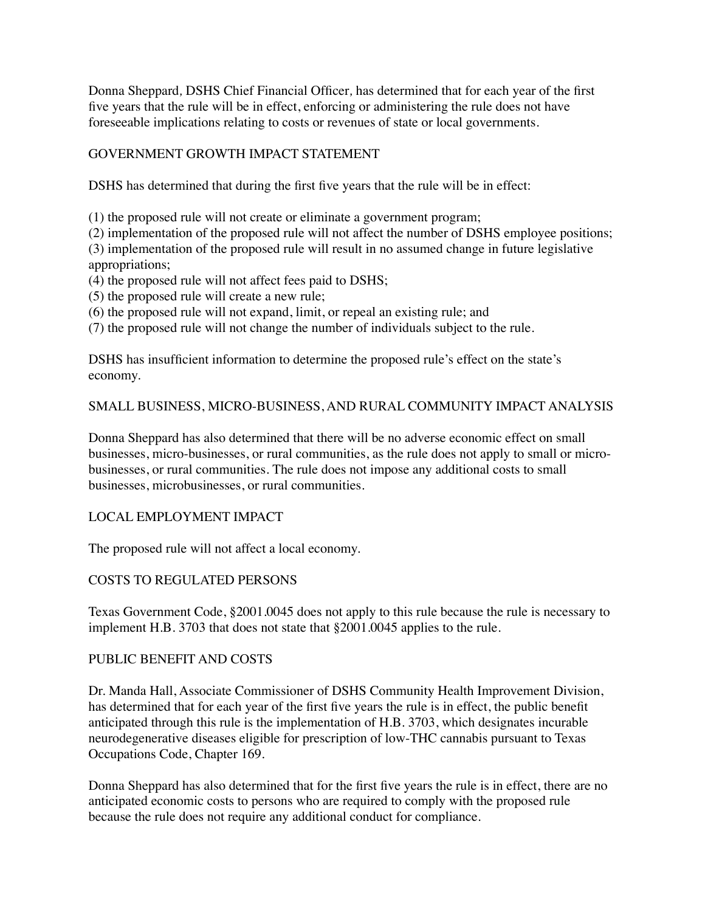Donna Sheppard, DSHS Chief Financial Officer, has determined that for each year of the first five years that the rule will be in effect, enforcing or administering the rule does not have foreseeable implications relating to costs or revenues of state or local governments.

## GOVERNMENT GROWTH IMPACT STATEMENT

DSHS has determined that during the first five years that the rule will be in effect:

(1) the proposed rule will not create or eliminate a government program;
(2) implementation of the proposed rule will not affect the number of DSHS employee positions;
(3) implementation of the proposed rule will result in no assumed change in future legislative appropriations;
(4) the proposed rule will not affect fees paid to DSHS;
(5) the proposed rule will create a new rule;
(6) the proposed rule will not expand, limit, or repeal an existing rule; and
(7) the proposed rule will not change the number of individuals subject to the rule.

DSHS has insufficient information to determine the proposed rule's effect on the state's economy.

## SMALL BUSINESS, MICRO-BUSINESS, AND RURAL COMMUNITY IMPACT ANALYSIS

Donna Sheppard has also determined that there will be no adverse economic effect on small businesses, micro-businesses, or rural communities, as the rule does not apply to small or micro-businesses, or rural communities. The rule does not impose any additional costs to small businesses, microbusinesses, or rural communities.

## LOCAL EMPLOYMENT IMPACT

The proposed rule will not affect a local economy.

## COSTS TO REGULATED PERSONS

Texas Government Code, §2001.0045 does not apply to this rule because the rule is necessary to implement H.B. 3703 that does not state that §2001.0045 applies to the rule.

## PUBLIC BENEFIT AND COSTS

Dr. Manda Hall, Associate Commissioner of DSHS Community Health Improvement Division, has determined that for each year of the first five years the rule is in effect, the public benefit anticipated through this rule is the implementation of H.B. 3703, which designates incurable neurodegenerative diseases eligible for prescription of low-THC cannabis pursuant to Texas Occupations Code, Chapter 169.

Donna Sheppard has also determined that for the first five years the rule is in effect, there are no anticipated economic costs to persons who are required to comply with the proposed rule because the rule does not require any additional conduct for compliance.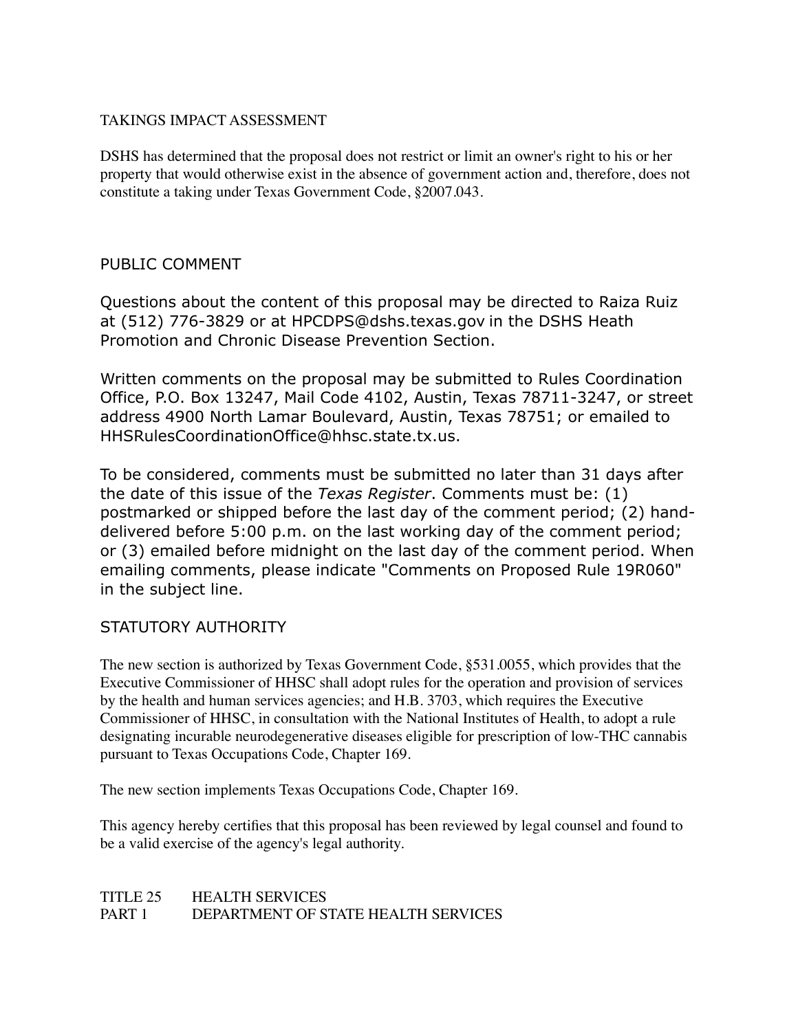## TAKINGS IMPACT ASSESSMENT

DSHS has determined that the proposal does not restrict or limit an owner's right to his or her property that would otherwise exist in the absence of government action and, therefore, does not constitute a taking under Texas Government Code, §2007.043.

## PUBLIC COMMENT

Questions about the content of this proposal may be directed to Raiza Ruiz at (512) 776-3829 or at HPCDPS@dshs.texas.gov in the DSHS Heath Promotion and Chronic Disease Prevention Section.

Written comments on the proposal may be submitted to Rules Coordination Office, P.O. Box 13247, Mail Code 4102, Austin, Texas 78711-3247, or street address 4900 North Lamar Boulevard, Austin, Texas 78751; or emailed to HHSRulesCoordinationOffice@hhsc.state.tx.us.

To be considered, comments must be submitted no later than 31 days after the date of this issue of the *Texas Register*. Comments must be: (1) postmarked or shipped before the last day of the comment period; (2) hand-delivered before 5:00 p.m. on the last working day of the comment period; or (3) emailed before midnight on the last day of the comment period. When emailing comments, please indicate "Comments on Proposed Rule 19R060" in the subject line.

## STATUTORY AUTHORITY

The new section is authorized by Texas Government Code, §531.0055, which provides that the Executive Commissioner of HHSC shall adopt rules for the operation and provision of services by the health and human services agencies; and H.B. 3703, which requires the Executive Commissioner of HHSC, in consultation with the National Institutes of Health, to adopt a rule designating incurable neurodegenerative diseases eligible for prescription of low-THC cannabis pursuant to Texas Occupations Code, Chapter 169.

The new section implements Texas Occupations Code, Chapter 169.

This agency hereby certifies that this proposal has been reviewed by legal counsel and found to be a valid exercise of the agency's legal authority.

TITLE 25 HEALTH SERVICES
PART 1 DEPARTMENT OF STATE HEALTH SERVICES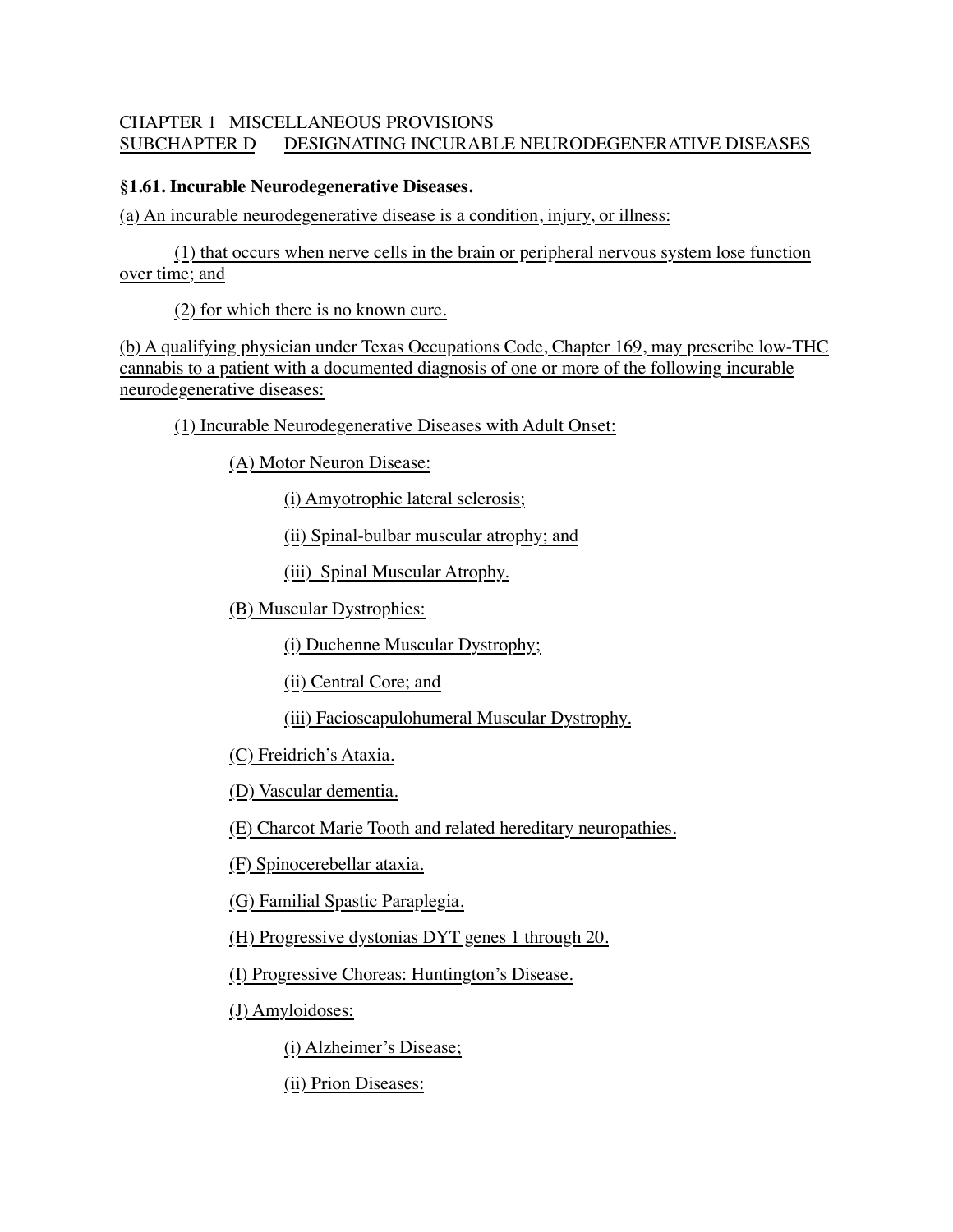CHAPTER 1 MISCELLANEOUS PROVISIONS

SUBCHAPTER D DESIGNATING INCURABLE NEURODEGENERATIVE DISEASES

**§1.61. Incurable Neurodegenerative Diseases.**

(a) An incurable neurodegenerative disease is a condition, injury, or illness:

(1) that occurs when nerve cells in the brain or peripheral nervous system lose function over time; and

(2) for which there is no known cure.

(b) A qualifying physician under Texas Occupations Code, Chapter 169, may prescribe low-THC cannabis to a patient with a documented diagnosis of one or more of the following incurable neurodegenerative diseases:

(1) Incurable Neurodegenerative Diseases with Adult Onset:

(A) Motor Neuron Disease:

(i) Amyotrophic lateral sclerosis;

(ii) Spinal-bulbar muscular atrophy; and

(iii) Spinal Muscular Atrophy.

(B) Muscular Dystrophies:

(i) Duchenne Muscular Dystrophy;

(ii) Central Core; and

(iii) Facioscapulohumeral Muscular Dystrophy.

(C) Freidrich's Ataxia.

(D) Vascular dementia.

(E) Charcot Marie Tooth and related hereditary neuropathies.

(F) Spinocerebellar ataxia.

(G) Familial Spastic Paraplegia.

(H) Progressive dystonias DYT genes 1 through 20.

(I) Progressive Choreas: Huntington's Disease.

(J) Amyloidoses:

(i) Alzheimer's Disease;

(ii) Prion Diseases: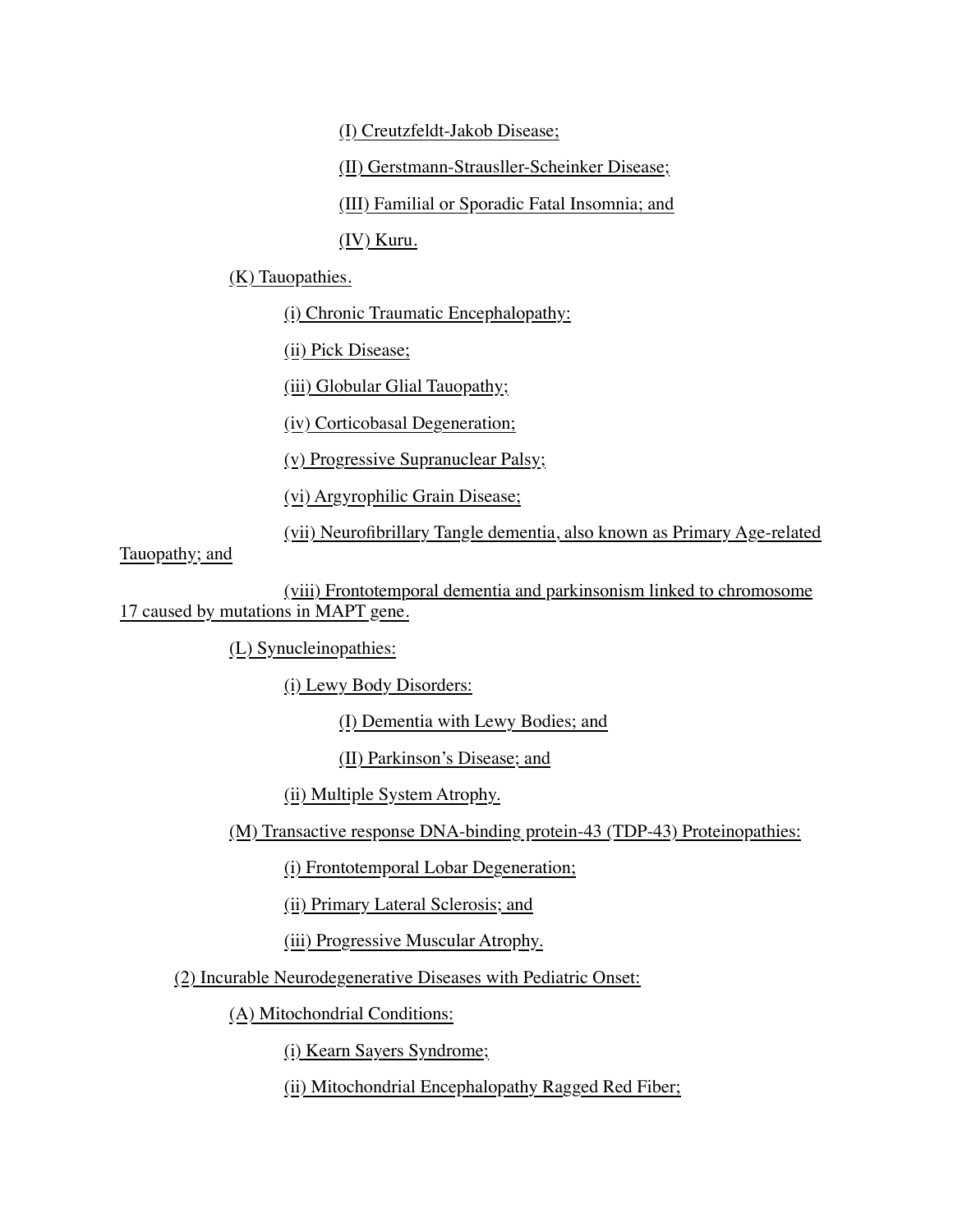(I) Creutzfeldt-Jakob Disease;

(II) Gerstmann-Strausller-Scheinker Disease;

(III) Familial or Sporadic Fatal Insomnia; and

(IV) Kuru.

(K) Tauopathies.

(i) Chronic Traumatic Encephalopathy:

(ii) Pick Disease;

(iii) Globular Glial Tauopathy;

(iv) Corticobasal Degeneration;

(v) Progressive Supranuclear Palsy;

(vi) Argyrophilic Grain Disease;

(vii) Neurofibrillary Tangle dementia, also known as Primary Age-related Tauopathy; and

(viii) Frontotemporal dementia and parkinsonism linked to chromosome 17 caused by mutations in MAPT gene.

(L) Synucleinopathies:

(i) Lewy Body Disorders:

(I) Dementia with Lewy Bodies; and

(II) Parkinson's Disease; and

(ii) Multiple System Atrophy.

(M) Transactive response DNA-binding protein-43 (TDP-43) Proteinopathies:

(i) Frontotemporal Lobar Degeneration;

(ii) Primary Lateral Sclerosis; and

(iii) Progressive Muscular Atrophy.

(2) Incurable Neurodegenerative Diseases with Pediatric Onset:

(A) Mitochondrial Conditions:

(i) Kearn Sayers Syndrome;

(ii) Mitochondrial Encephalopathy Ragged Red Fiber;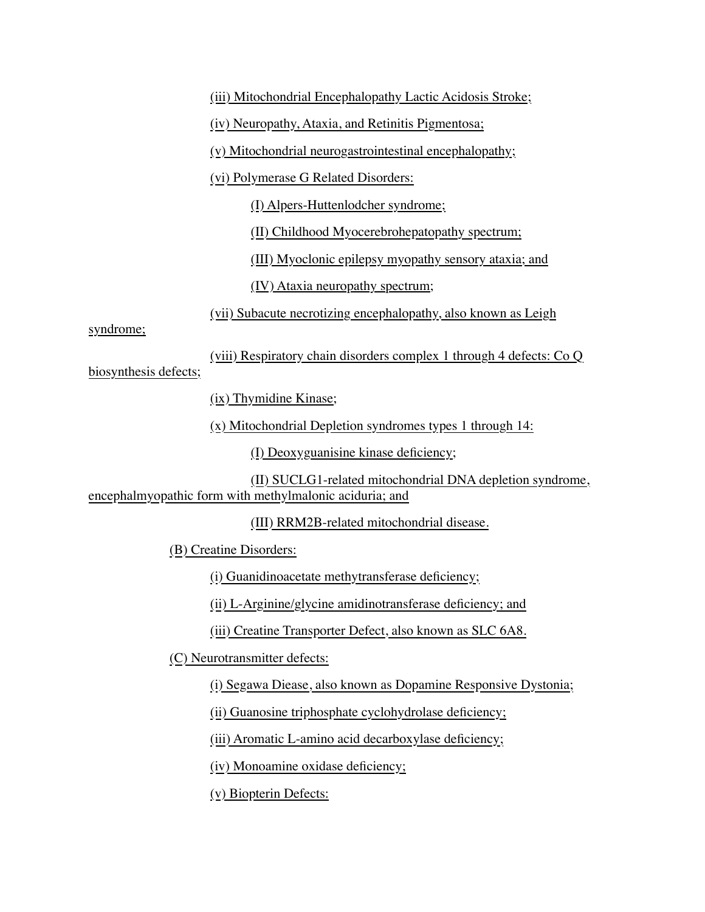(iii) Mitochondrial Encephalopathy Lactic Acidosis Stroke;

(iv) Neuropathy, Ataxia, and Retinitis Pigmentosa;

(v) Mitochondrial neurogastrointestinal encephalopathy;

(vi) Polymerase G Related Disorders:

(I) Alpers-Huttenlodcher syndrome;

(II) Childhood Myocerebrohepatopathy spectrum;

(III) Myoclonic epilepsy myopathy sensory ataxia; and

(IV) Ataxia neuropathy spectrum;

(vii) Subacute necrotizing encephalopathy, also known as Leigh syndrome;

(viii) Respiratory chain disorders complex 1 through 4 defects: Co Q biosynthesis defects;

(ix) Thymidine Kinase;

(x) Mitochondrial Depletion syndromes types 1 through 14:

(I) Deoxyguanisine kinase deficiency;

(II) SUCLG1-related mitochondrial DNA depletion syndrome, encephalmyopathic form with methylmalonic aciduria; and

(III) RRM2B-related mitochondrial disease.

(B) Creatine Disorders:

(i) Guanidinoacetate methytransferase deficiency;

(ii) L-Arginine/glycine amidinotransferase deficiency; and

(iii) Creatine Transporter Defect, also known as SLC 6A8.

(C) Neurotransmitter defects:

(i) Segawa Diease, also known as Dopamine Responsive Dystonia;

(ii) Guanosine triphosphate cyclohydrolase deficiency;

(iii) Aromatic L-amino acid decarboxylase deficiency;

(iv) Monoamine oxidase deficiency;

(v) Biopterin Defects: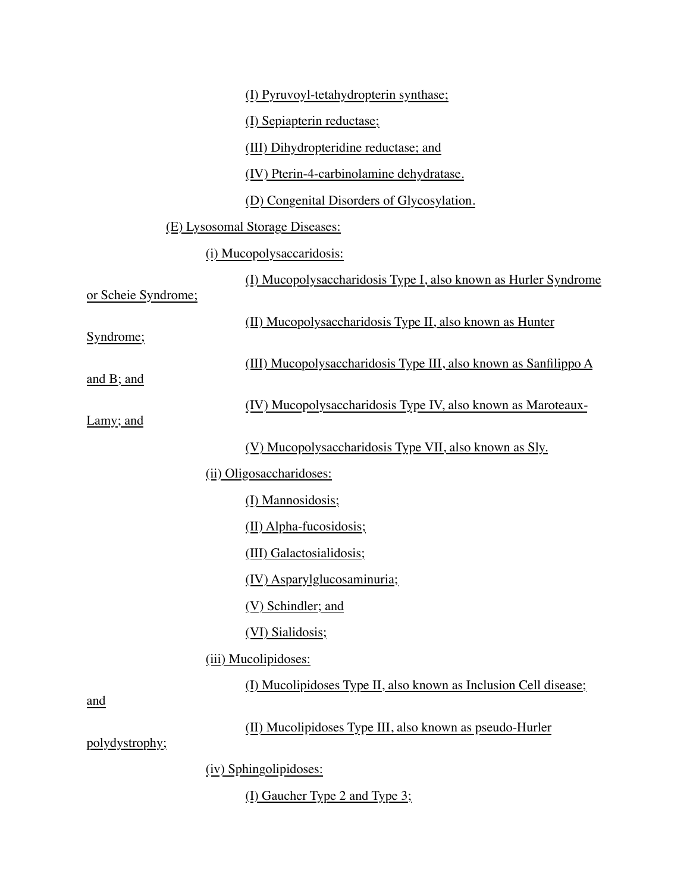(I) Pyruvoyl-tetahydropterin synthase;

(I) Sepiapterin reductase;

(III) Dihydropteridine reductase; and

(IV) Pterin-4-carbinolamine dehydratase.

(D) Congenital Disorders of Glycosylation.

(E) Lysosomal Storage Diseases:

(i) Mucopolysaccaridosis:

(I) Mucopolysaccharidosis Type I, also known as Hurler Syndrome or Scheie Syndrome;

(II) Mucopolysaccharidosis Type II, also known as Hunter Syndrome;

(III) Mucopolysaccharidosis Type III, also known as Sanfilippo A and B; and

(IV) Mucopolysaccharidosis Type IV, also known as Maroteaux-Lamy; and

(V) Mucopolysaccharidosis Type VII, also known as Sly.

(ii) Oligosaccharidoses:

(I) Mannosidosis;

(II) Alpha-fucosidosis;

(III) Galactosialidosis;

(IV) Asparylglucosaminuria;

(V) Schindler; and

(VI) Sialidosis;

(iii) Mucolipidoses:

(I) Mucolipidoses Type II, also known as Inclusion Cell disease; and

(II) Mucolipidoses Type III, also known as pseudo-Hurler polydystrophy;

(iv) Sphingolipidoses:

(I) Gaucher Type 2 and Type 3;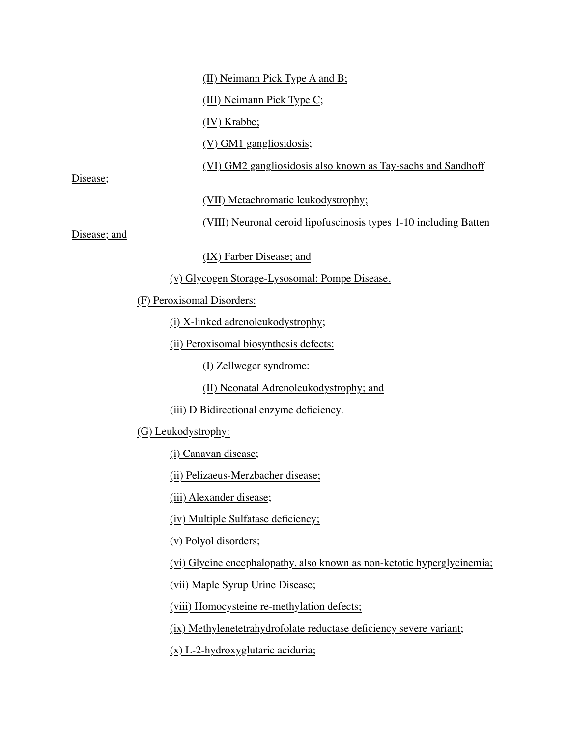(II) Neimann Pick Type A and B;

(III) Neimann Pick Type C;

(IV) Krabbe;

(V) GM1 gangliosidosis;

(VI) GM2 gangliosidosis also known as Tay-sachs and Sandhoff Disease;

(VII) Metachromatic leukodystrophy;

(VIII) Neuronal ceroid lipofuscinosis types 1-10 including Batten Disease; and

(IX) Farber Disease; and

(v) Glycogen Storage-Lysosomal: Pompe Disease.

(F) Peroxisomal Disorders:

(i) X-linked adrenoleukodystrophy;

(ii) Peroxisomal biosynthesis defects:

(I) Zellweger syndrome:

(II) Neonatal Adrenoleukodystrophy; and

(iii) D Bidirectional enzyme deficiency.

(G) Leukodystrophy:

(i) Canavan disease;

(ii) Pelizaeus-Merzbacher disease;

(iii) Alexander disease;

(iv) Multiple Sulfatase deficiency;

(v) Polyol disorders;

(vi) Glycine encephalopathy, also known as non-ketotic hyperglycinemia;

(vii) Maple Syrup Urine Disease;

(viii) Homocysteine re-methylation defects;

(ix) Methylenetetrahydrofolate reductase deficiency severe variant;

(x) L-2-hydroxyglutaric aciduria;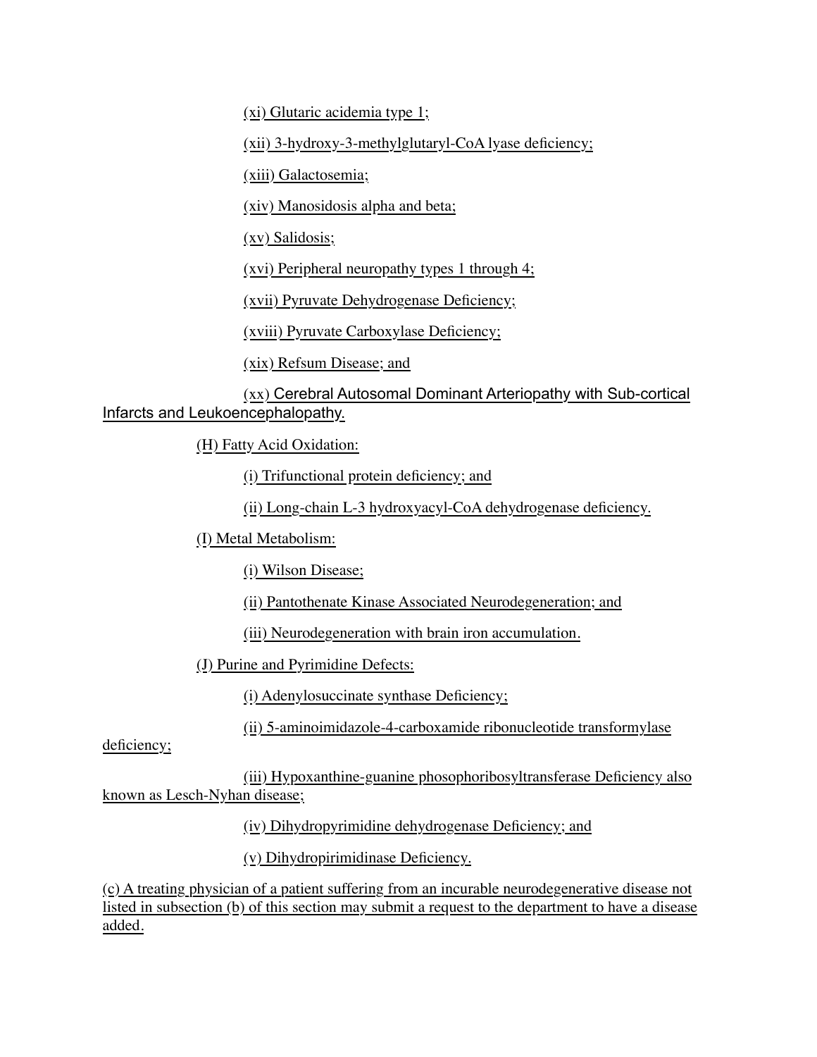(xi) Glutaric acidemia type 1;

(xii) 3-hydroxy-3-methylglutaryl-CoA lyase deficiency;

(xiii) Galactosemia;

(xiv) Manosidosis alpha and beta;

(xv) Salidosis;

(xvi) Peripheral neuropathy types 1 through 4;

(xvii) Pyruvate Dehydrogenase Deficiency;

(xviii) Pyruvate Carboxylase Deficiency;

(xix) Refsum Disease; and

(xx) Cerebral Autosomal Dominant Arteriopathy with Sub-cortical Infarcts and Leukoencephalopathy.

(H) Fatty Acid Oxidation:

(i) Trifunctional protein deficiency; and

(ii) Long-chain L-3 hydroxyacyl-CoA dehydrogenase deficiency.

(I) Metal Metabolism:

(i) Wilson Disease;

(ii) Pantothenate Kinase Associated Neurodegeneration; and

(iii) Neurodegeneration with brain iron accumulation.

(J) Purine and Pyrimidine Defects:

(i) Adenylosuccinate synthase Deficiency;

(ii) 5-aminoimidazole-4-carboxamide ribonucleotide transformylase deficiency;

(iii) Hypoxanthine-guanine phosophoribosyltransferase Deficiency also known as Lesch-Nyhan disease;

(iv) Dihydropyrimidine dehydrogenase Deficiency; and

(v) Dihydropirimidinase Deficiency.

(c) A treating physician of a patient suffering from an incurable neurodegenerative disease not listed in subsection (b) of this section may submit a request to the department to have a disease added.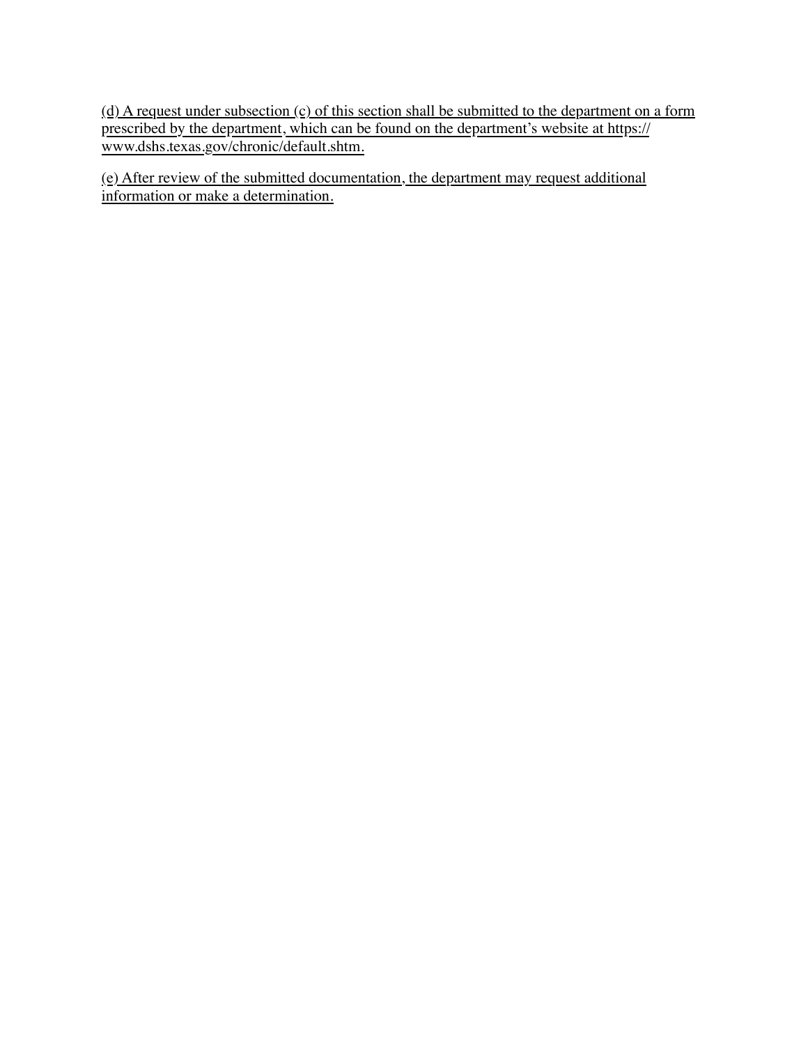(d) A request under subsection (c) of this section shall be submitted to the department on a form prescribed by the department, which can be found on the department's website at https://www.dshs.texas.gov/chronic/default.shtm.

(e) After review of the submitted documentation, the department may request additional information or make a determination.